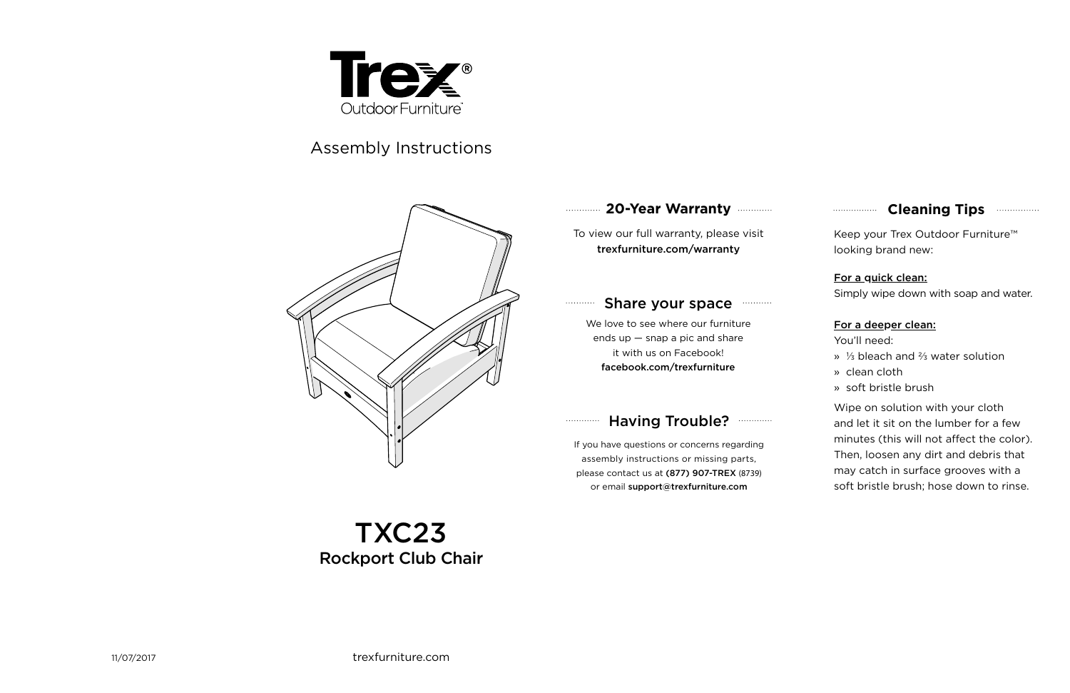# Trex® Outdoor Furniture™

Assembly Instructions

# TXC23
## Rockport Club Chair

## 20-Year Warranty

To view our full warranty, please visit
**trexfurniture.com/warranty**

## Share your space

We love to see where our furniture ends up — snap a pic and share it with us on Facebook!
**facebook.com/trexfurniture**

## Having Trouble?

If you have questions or concerns regarding assembly instructions or missing parts, please contact us at **(877) 907-TREX** (8739) or email **support@trexfurniture.com**

## Cleaning Tips

Keep your Trex Outdoor Furniture™ looking brand new:

**For a quick clean:**
Simply wipe down with soap and water.

**For a deeper clean:**
You'll need:

- ⅓ bleach and ⅔ water solution
- clean cloth
- soft bristle brush

Wipe on solution with your cloth and let it sit on the lumber for a few minutes (this will not affect the color). Then, loosen any dirt and debris that may catch in surface grooves with a soft bristle brush; hose down to rinse.

11/07/2017

trexfurniture.com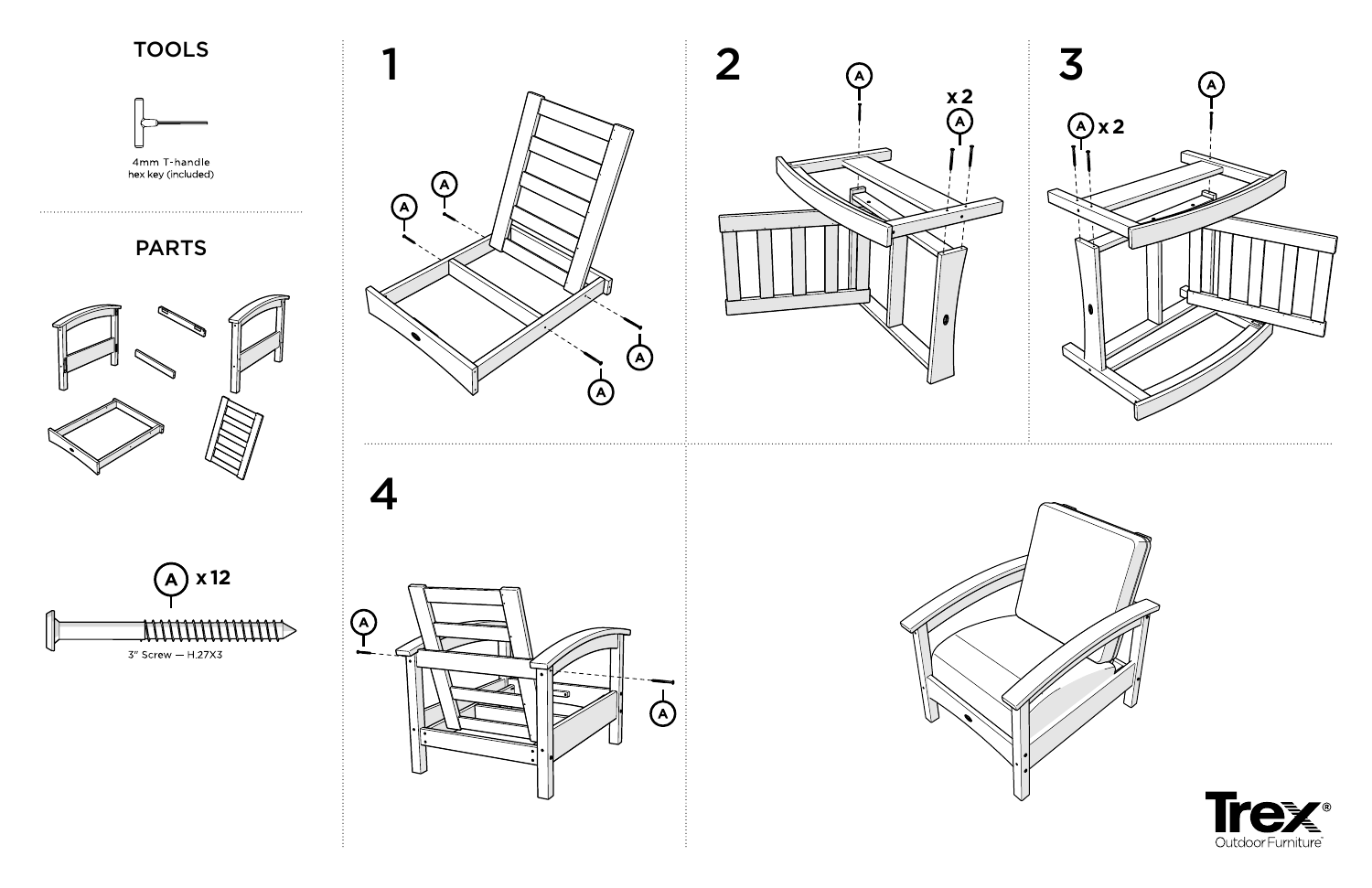## TOOLS

4mm T-handle hex key (included)

## PARTS

A x 12

3" Screw — H.27X3

## 1

A

A

A

A

## 2

A

x 2 A

## 3

A x 2

A

## 4

A

A

Trex® Outdoor Furniture™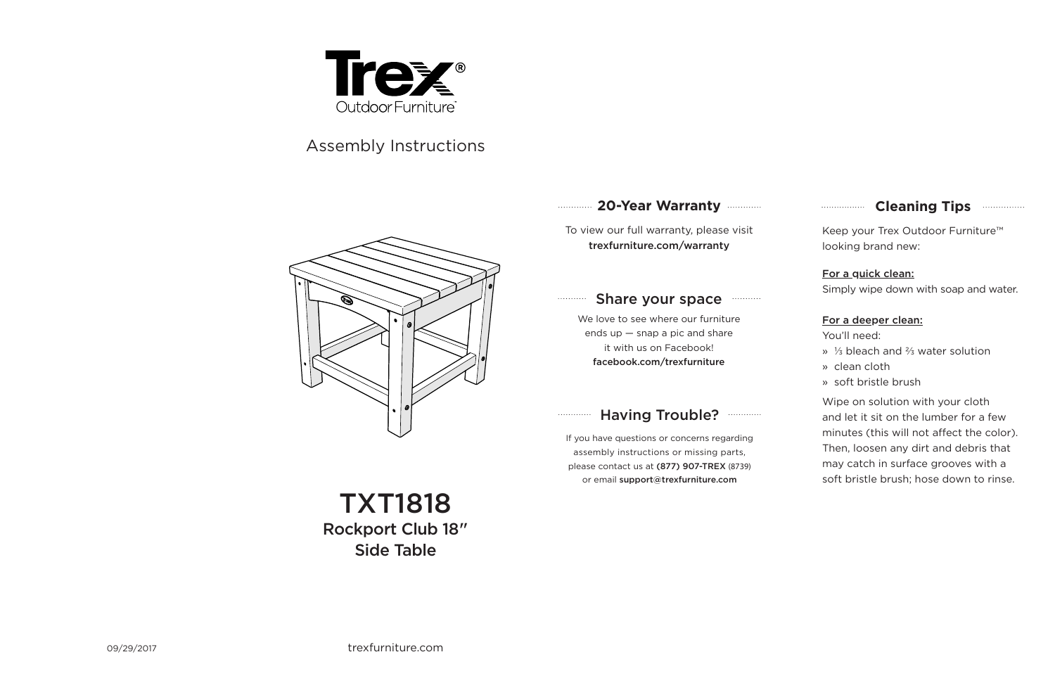Trex® Outdoor Furniture™

Assembly Instructions

# TXT1818

## Rockport Club 18″ Side Table

## 20-Year Warranty

To view our full warranty, please visit **trexfurniture.com/warranty**

## Share your space

We love to see where our furniture ends up — snap a pic and share it with us on Facebook! **facebook.com/trexfurniture**

## Having Trouble?

If you have questions or concerns regarding assembly instructions or missing parts, please contact us at **(877) 907-TREX** (8739) or email **support@trexfurniture.com**

## Cleaning Tips

Keep your Trex Outdoor Furniture™ looking brand new:

**For a quick clean:**
Simply wipe down with soap and water.

**For a deeper clean:**
You'll need:

- ⅓ bleach and ⅔ water solution
- clean cloth
- soft bristle brush

Wipe on solution with your cloth and let it sit on the lumber for a few minutes (this will not affect the color). Then, loosen any dirt and debris that may catch in surface grooves with a soft bristle brush; hose down to rinse.

09/29/2017

trexfurniture.com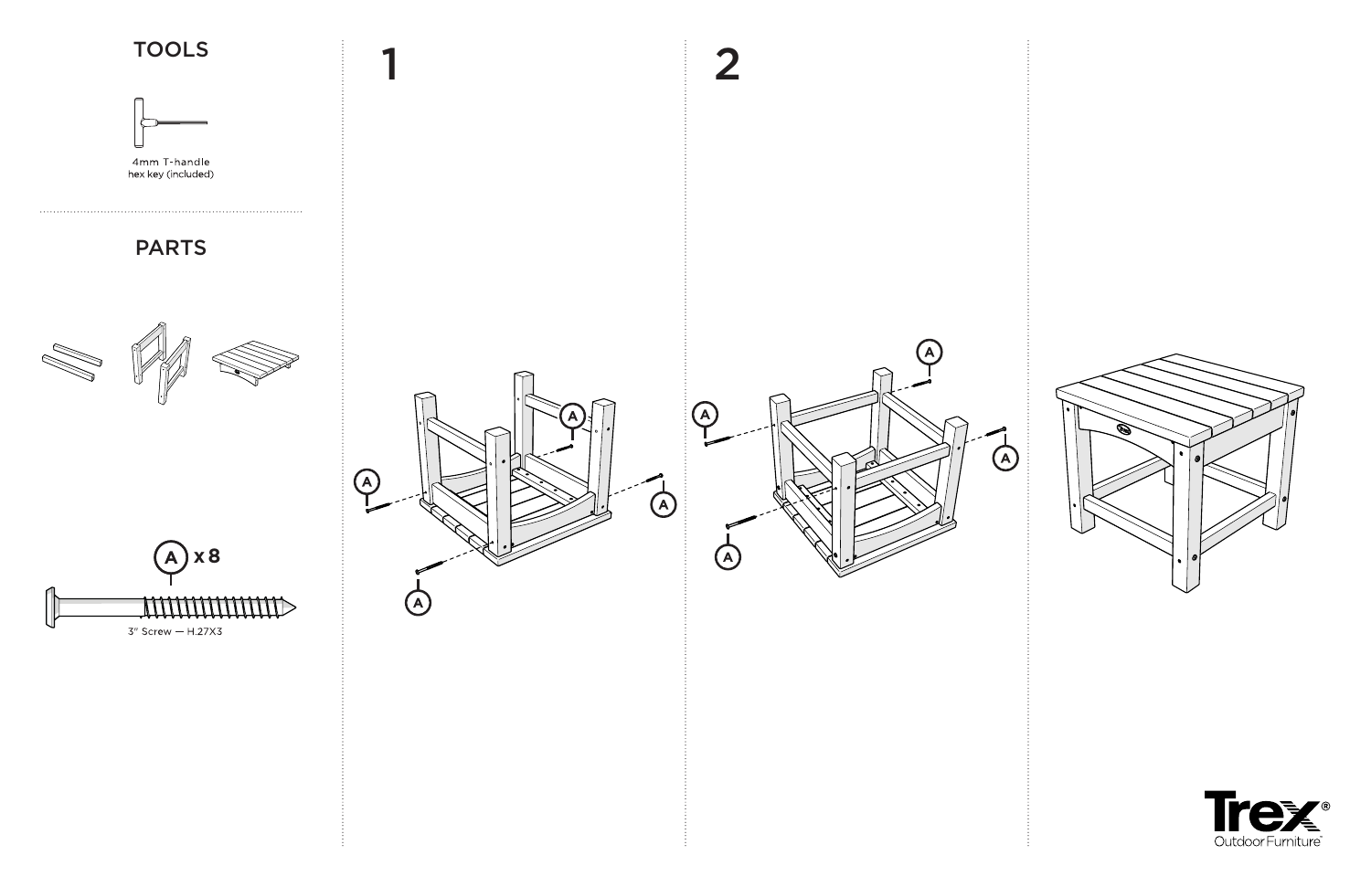## TOOLS

4mm T-handle hex key (included)

## PARTS

A x 8

3" Screw — H.27X3

## 1

A

A

A

A

## 2

A

A

A

A

Trex® Outdoor Furniture™